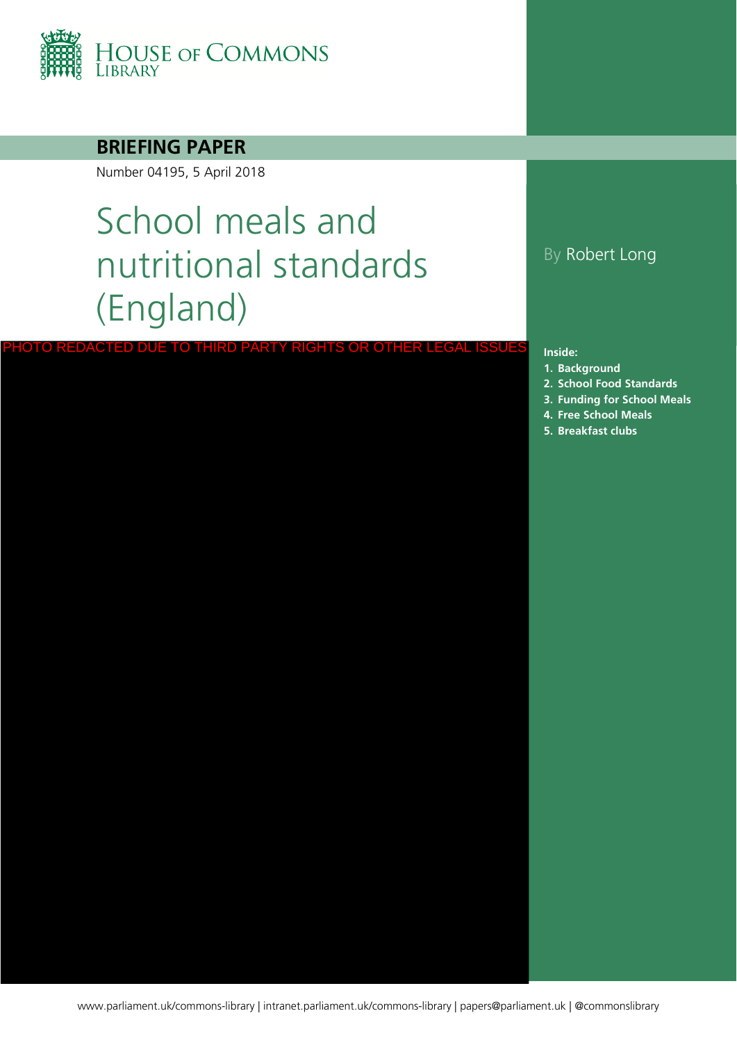HOUSE OF COMMONS LIBRARY

**BRIEFING PAPER**

Number 04195, 5 April 2018

# School meals and nutritional standards (England)

By Robert Long

PHOTO REDACTED DUE TO THIRD PARTY RIGHTS OR OTHER LEGAL ISSUES

**Inside:**

1. **Background**
2. **School Food Standards**
3. **Funding for School Meals**
4. **Free School Meals**
5. **Breakfast clubs**

www.parliament.uk/commons-library | intranet.parliament.uk/commons-library | papers@parliament.uk | @commonslibrary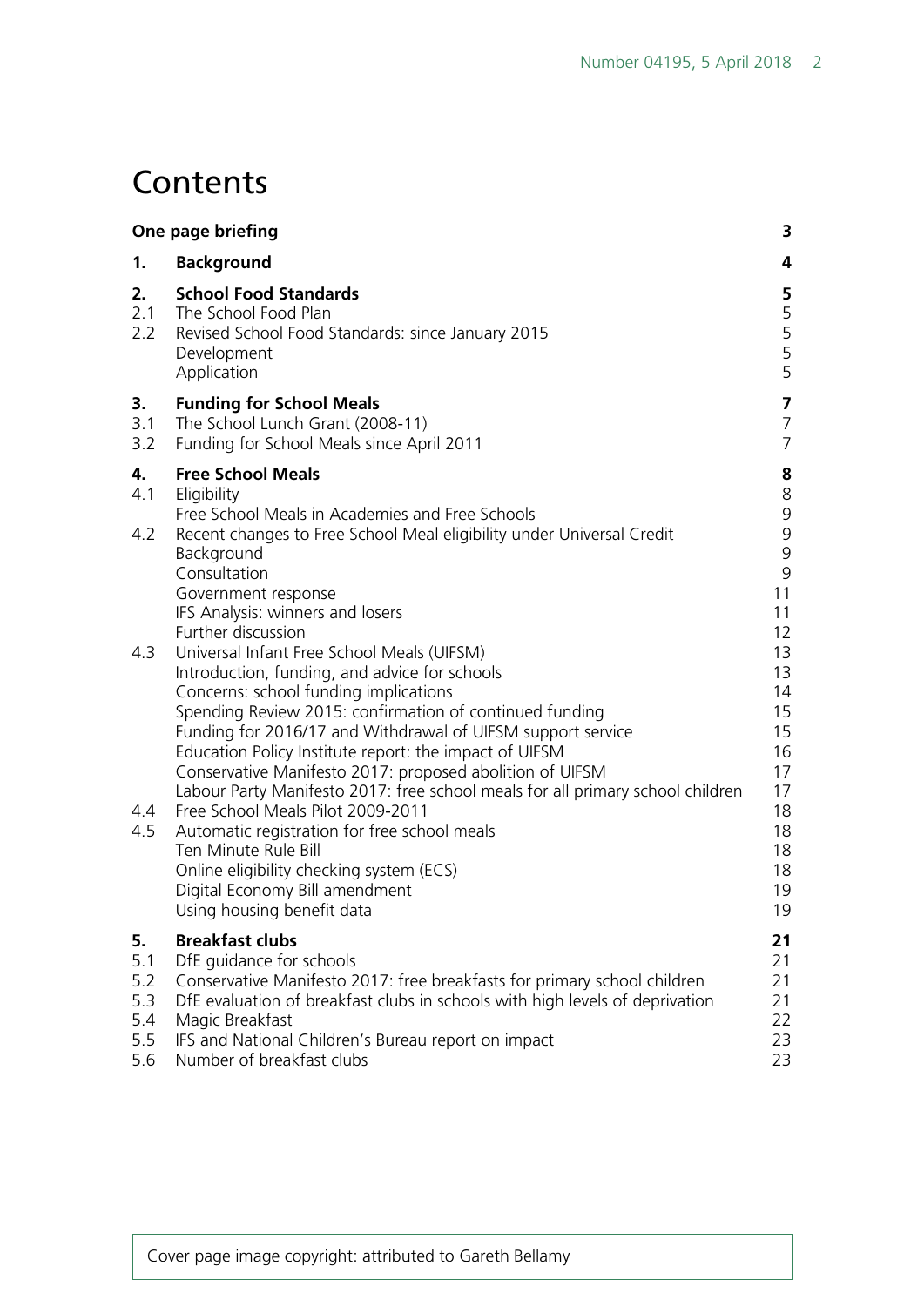# Contents

| | | |
|---|---|---|
| **One page briefing** | | **3** |
| **1.** | **Background** | **4** |
| **2.** | **School Food Standards** | **5** |
| 2.1 | The School Food Plan | 5 |
| 2.2 | Revised School Food Standards: since January 2015 | 5 |
| | Development | 5 |
| | Application | 5 |
| **3.** | **Funding for School Meals** | **7** |
| 3.1 | The School Lunch Grant (2008-11) | 7 |
| 3.2 | Funding for School Meals since April 2011 | 7 |
| **4.** | **Free School Meals** | **8** |
| 4.1 | Eligibility | 8 |
| | Free School Meals in Academies and Free Schools | 9 |
| 4.2 | Recent changes to Free School Meal eligibility under Universal Credit | 9 |
| | Background | 9 |
| | Consultation | 9 |
| | Government response | 11 |
| | IFS Analysis: winners and losers | 11 |
| | Further discussion | 12 |
| 4.3 | Universal Infant Free School Meals (UIFSM) | 13 |
| | Introduction, funding, and advice for schools | 13 |
| | Concerns: school funding implications | 14 |
| | Spending Review 2015: confirmation of continued funding | 15 |
| | Funding for 2016/17 and Withdrawal of UIFSM support service | 15 |
| | Education Policy Institute report: the impact of UIFSM | 16 |
| | Conservative Manifesto 2017: proposed abolition of UIFSM | 17 |
| | Labour Party Manifesto 2017: free school meals for all primary school children | 17 |
| 4.4 | Free School Meals Pilot 2009-2011 | 18 |
| 4.5 | Automatic registration for free school meals | 18 |
| | Ten Minute Rule Bill | 18 |
| | Online eligibility checking system (ECS) | 18 |
| | Digital Economy Bill amendment | 19 |
| | Using housing benefit data | 19 |
| **5.** | **Breakfast clubs** | **21** |
| 5.1 | DfE guidance for schools | 21 |
| 5.2 | Conservative Manifesto 2017: free breakfasts for primary school children | 21 |
| 5.3 | DfE evaluation of breakfast clubs in schools with high levels of deprivation | 21 |
| 5.4 | Magic Breakfast | 22 |
| 5.5 | IFS and National Children's Bureau report on impact | 23 |
| 5.6 | Number of breakfast clubs | 23 |

Cover page image copyright: attributed to Gareth Bellamy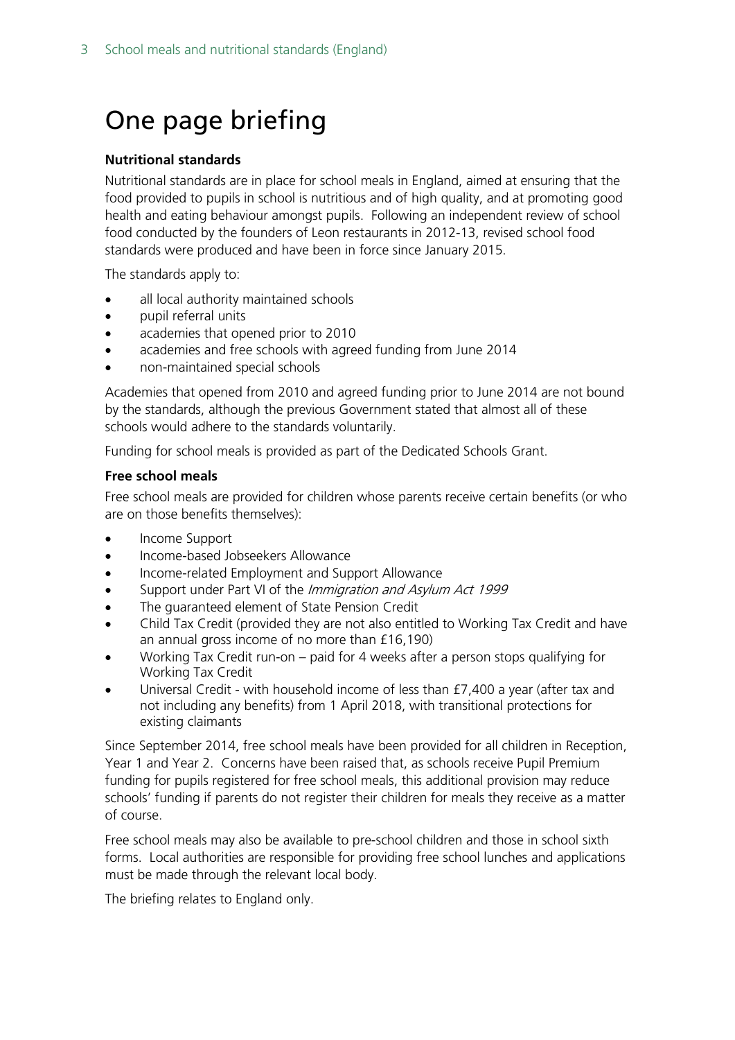# One page briefing

**Nutritional standards**

Nutritional standards are in place for school meals in England, aimed at ensuring that the food provided to pupils in school is nutritious and of high quality, and at promoting good health and eating behaviour amongst pupils. Following an independent review of school food conducted by the founders of Leon restaurants in 2012-13, revised school food standards were produced and have been in force since January 2015.

The standards apply to:

- all local authority maintained schools
- pupil referral units
- academies that opened prior to 2010
- academies and free schools with agreed funding from June 2014
- non-maintained special schools

Academies that opened from 2010 and agreed funding prior to June 2014 are not bound by the standards, although the previous Government stated that almost all of these schools would adhere to the standards voluntarily.

Funding for school meals is provided as part of the Dedicated Schools Grant.

**Free school meals**

Free school meals are provided for children whose parents receive certain benefits (or who are on those benefits themselves):

- Income Support
- Income-based Jobseekers Allowance
- Income-related Employment and Support Allowance
- Support under Part VI of the *Immigration and Asylum Act 1999*
- The guaranteed element of State Pension Credit
- Child Tax Credit (provided they are not also entitled to Working Tax Credit and have an annual gross income of no more than £16,190)
- Working Tax Credit run-on – paid for 4 weeks after a person stops qualifying for Working Tax Credit
- Universal Credit - with household income of less than £7,400 a year (after tax and not including any benefits) from 1 April 2018, with transitional protections for existing claimants

Since September 2014, free school meals have been provided for all children in Reception, Year 1 and Year 2. Concerns have been raised that, as schools receive Pupil Premium funding for pupils registered for free school meals, this additional provision may reduce schools' funding if parents do not register their children for meals they receive as a matter of course.

Free school meals may also be available to pre-school children and those in school sixth forms. Local authorities are responsible for providing free school lunches and applications must be made through the relevant local body.

The briefing relates to England only.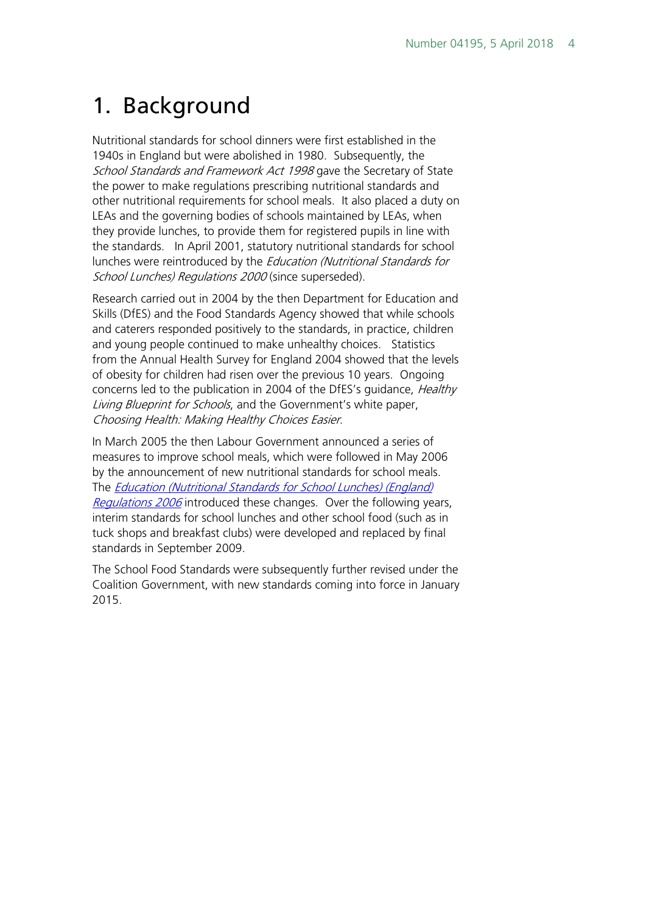# 1. Background

Nutritional standards for school dinners were first established in the 1940s in England but were abolished in 1980. Subsequently, the *School Standards and Framework Act 1998* gave the Secretary of State the power to make regulations prescribing nutritional standards and other nutritional requirements for school meals. It also placed a duty on LEAs and the governing bodies of schools maintained by LEAs, when they provide lunches, to provide them for registered pupils in line with the standards. In April 2001, statutory nutritional standards for school lunches were reintroduced by the *Education (Nutritional Standards for School Lunches) Regulations 2000* (since superseded).

Research carried out in 2004 by the then Department for Education and Skills (DfES) and the Food Standards Agency showed that while schools and caterers responded positively to the standards, in practice, children and young people continued to make unhealthy choices. Statistics from the Annual Health Survey for England 2004 showed that the levels of obesity for children had risen over the previous 10 years. Ongoing concerns led to the publication in 2004 of the DfES's guidance, *Healthy Living Blueprint for Schools*, and the Government's white paper, *Choosing Health: Making Healthy Choices Easier*.

In March 2005 the then Labour Government announced a series of measures to improve school meals, which were followed in May 2006 by the announcement of new nutritional standards for school meals. The *Education (Nutritional Standards for School Lunches) (England) Regulations 2006* introduced these changes. Over the following years, interim standards for school lunches and other school food (such as in tuck shops and breakfast clubs) were developed and replaced by final standards in September 2009.

The School Food Standards were subsequently further revised under the Coalition Government, with new standards coming into force in January 2015.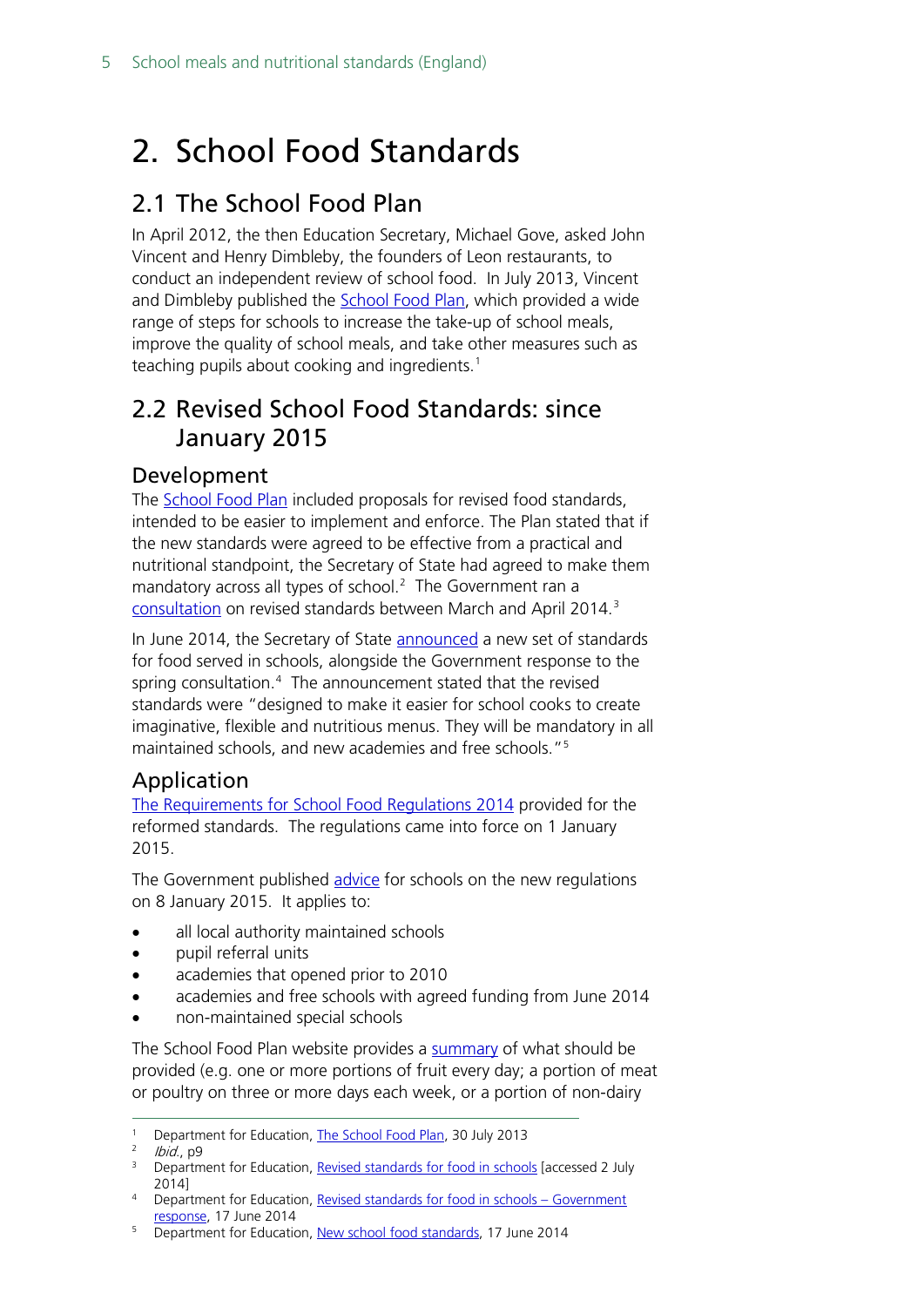# 2. School Food Standards

## 2.1 The School Food Plan

In April 2012, the then Education Secretary, Michael Gove, asked John Vincent and Henry Dimbleby, the founders of Leon restaurants, to conduct an independent review of school food. In July 2013, Vincent and Dimbleby published the School Food Plan, which provided a wide range of steps for schools to increase the take-up of school meals, improve the quality of school meals, and take other measures such as teaching pupils about cooking and ingredients.[1]

## 2.2 Revised School Food Standards: since January 2015

### Development

The School Food Plan included proposals for revised food standards, intended to be easier to implement and enforce. The Plan stated that if the new standards were agreed to be effective from a practical and nutritional standpoint, the Secretary of State had agreed to make them mandatory across all types of school.[2] The Government ran a consultation on revised standards between March and April 2014.[3]

In June 2014, the Secretary of State announced a new set of standards for food served in schools, alongside the Government response to the spring consultation.[4] The announcement stated that the revised standards were "designed to make it easier for school cooks to create imaginative, flexible and nutritious menus. They will be mandatory in all maintained schools, and new academies and free schools."[5]

### Application

The Requirements for School Food Regulations 2014 provided for the reformed standards. The regulations came into force on 1 January 2015.

The Government published advice for schools on the new regulations on 8 January 2015. It applies to:

- all local authority maintained schools
- pupil referral units
- academies that opened prior to 2010
- academies and free schools with agreed funding from June 2014
- non-maintained special schools

The School Food Plan website provides a summary of what should be provided (e.g. one or more portions of fruit every day; a portion of meat or poultry on three or more days each week, or a portion of non-dairy

---

[1] Department for Education, The School Food Plan, 30 July 2013

[2] *Ibid.*, p9

[3] Department for Education, Revised standards for food in schools [accessed 2 July 2014]

[4] Department for Education, Revised standards for food in schools – Government response, 17 June 2014

[5] Department for Education, New school food standards, 17 June 2014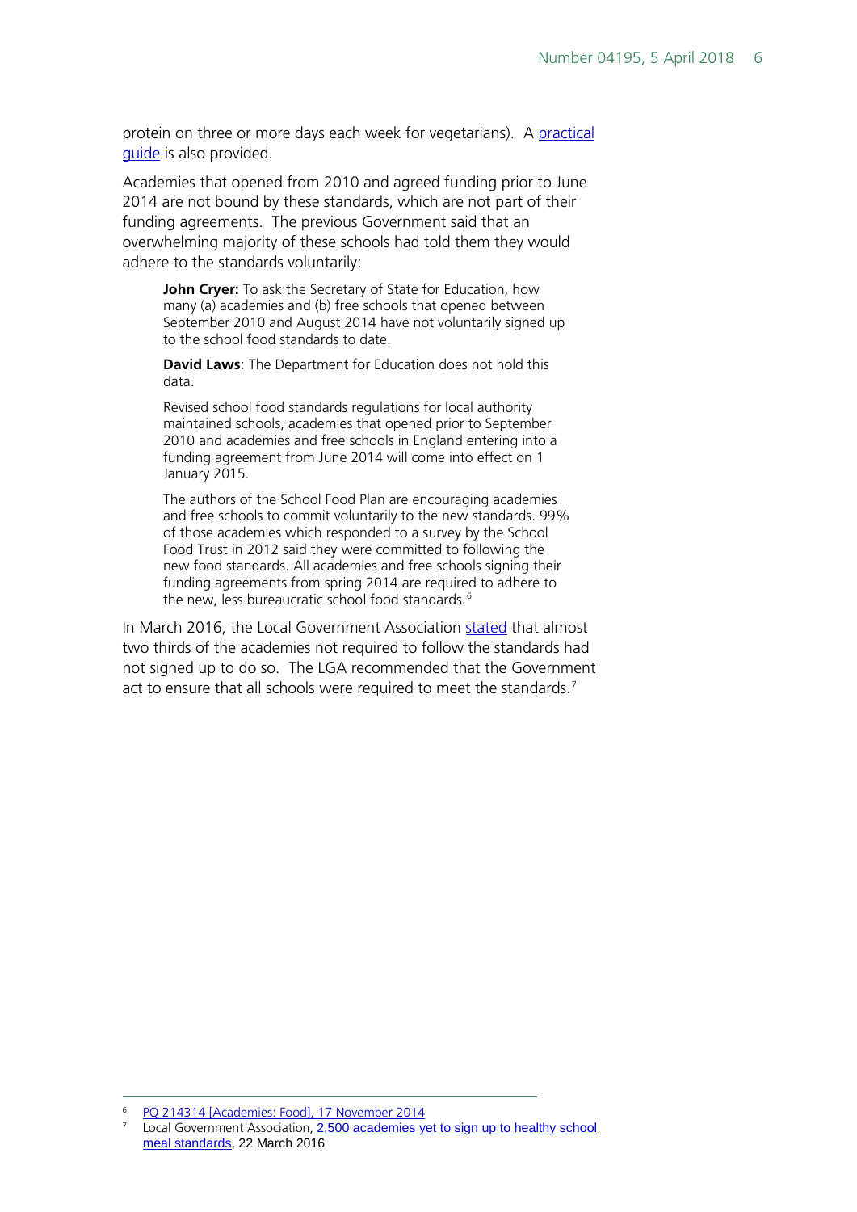protein on three or more days each week for vegetarians). A practical guide is also provided.

Academies that opened from 2010 and agreed funding prior to June 2014 are not bound by these standards, which are not part of their funding agreements. The previous Government said that an overwhelming majority of these schools had told them they would adhere to the standards voluntarily:

> **John Cryer:** To ask the Secretary of State for Education, how many (a) academies and (b) free schools that opened between September 2010 and August 2014 have not voluntarily signed up to the school food standards to date.
>
> **David Laws**: The Department for Education does not hold this data.
>
> Revised school food standards regulations for local authority maintained schools, academies that opened prior to September 2010 and academies and free schools in England entering into a funding agreement from June 2014 will come into effect on 1 January 2015.
>
> The authors of the School Food Plan are encouraging academies and free schools to commit voluntarily to the new standards. 99% of those academies which responded to a survey by the School Food Trust in 2012 said they were committed to following the new food standards. All academies and free schools signing their funding agreements from spring 2014 are required to adhere to the new, less bureaucratic school food standards.[6]

In March 2016, the Local Government Association stated that almost two thirds of the academies not required to follow the standards had not signed up to do so. The LGA recommended that the Government act to ensure that all schools were required to meet the standards.[7]

---

[6] PQ 214314 [Academies: Food], 17 November 2014

[7] Local Government Association, 2,500 academies yet to sign up to healthy school meal standards, 22 March 2016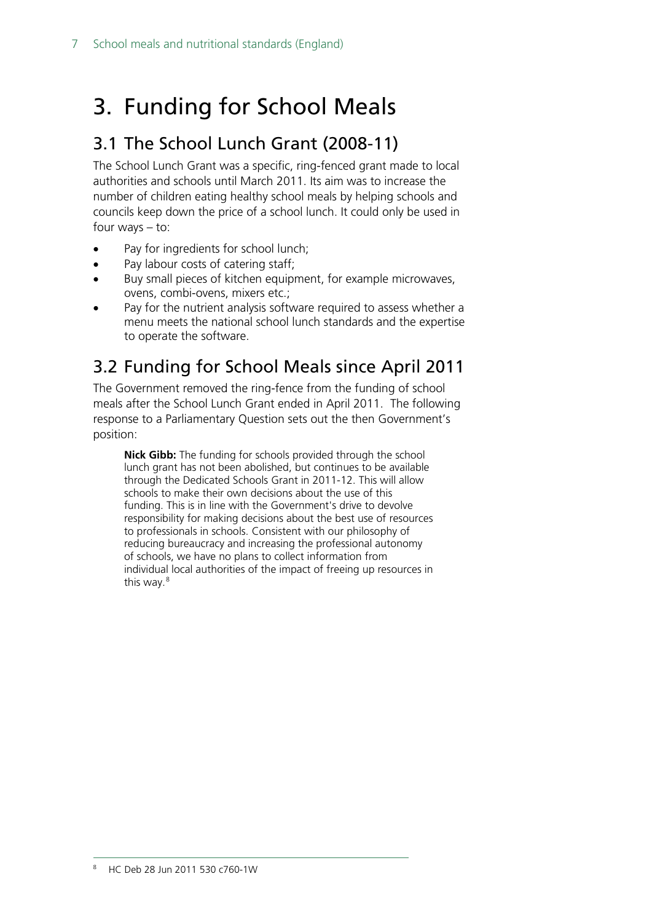# 3. Funding for School Meals

## 3.1 The School Lunch Grant (2008-11)

The School Lunch Grant was a specific, ring-fenced grant made to local authorities and schools until March 2011. Its aim was to increase the number of children eating healthy school meals by helping schools and councils keep down the price of a school lunch. It could only be used in four ways – to:

- Pay for ingredients for school lunch;
- Pay labour costs of catering staff;
- Buy small pieces of kitchen equipment, for example microwaves, ovens, combi-ovens, mixers etc.;
- Pay for the nutrient analysis software required to assess whether a menu meets the national school lunch standards and the expertise to operate the software.

## 3.2 Funding for School Meals since April 2011

The Government removed the ring-fence from the funding of school meals after the School Lunch Grant ended in April 2011. The following response to a Parliamentary Question sets out the then Government's position:

> **Nick Gibb:** The funding for schools provided through the school lunch grant has not been abolished, but continues to be available through the Dedicated Schools Grant in 2011-12. This will allow schools to make their own decisions about the use of this funding. This is in line with the Government's drive to devolve responsibility for making decisions about the best use of resources to professionals in schools. Consistent with our philosophy of reducing bureaucracy and increasing the professional autonomy of schools, we have no plans to collect information from individual local authorities of the impact of freeing up resources in this way.[8]

[8] HC Deb 28 Jun 2011 530 c760-1W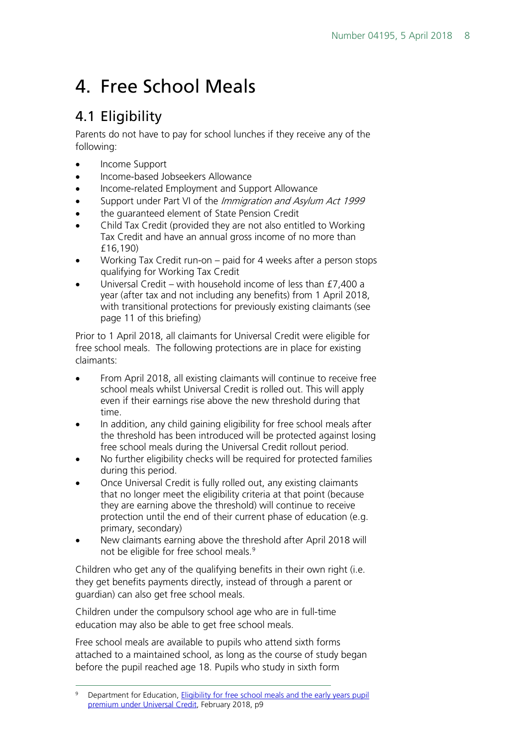# 4. Free School Meals

## 4.1 Eligibility

Parents do not have to pay for school lunches if they receive any of the following:

- Income Support
- Income-based Jobseekers Allowance
- Income-related Employment and Support Allowance
- Support under Part VI of the *Immigration and Asylum Act 1999*
- the guaranteed element of State Pension Credit
- Child Tax Credit (provided they are not also entitled to Working Tax Credit and have an annual gross income of no more than £16,190)
- Working Tax Credit run-on – paid for 4 weeks after a person stops qualifying for Working Tax Credit
- Universal Credit – with household income of less than £7,400 a year (after tax and not including any benefits) from 1 April 2018, with transitional protections for previously existing claimants (see page 11 of this briefing)

Prior to 1 April 2018, all claimants for Universal Credit were eligible for free school meals. The following protections are in place for existing claimants:

- From April 2018, all existing claimants will continue to receive free school meals whilst Universal Credit is rolled out. This will apply even if their earnings rise above the new threshold during that time.
- In addition, any child gaining eligibility for free school meals after the threshold has been introduced will be protected against losing free school meals during the Universal Credit rollout period.
- No further eligibility checks will be required for protected families during this period.
- Once Universal Credit is fully rolled out, any existing claimants that no longer meet the eligibility criteria at that point (because they are earning above the threshold) will continue to receive protection until the end of their current phase of education (e.g. primary, secondary)
- New claimants earning above the threshold after April 2018 will not be eligible for free school meals.[9]

Children who get any of the qualifying benefits in their own right (i.e. they get benefits payments directly, instead of through a parent or guardian) can also get free school meals.

Children under the compulsory school age who are in full-time education may also be able to get free school meals.

Free school meals are available to pupils who attend sixth forms attached to a maintained school, as long as the course of study began before the pupil reached age 18. Pupils who study in sixth form

[9] Department for Education, Eligibility for free school meals and the early years pupil premium under Universal Credit, February 2018, p9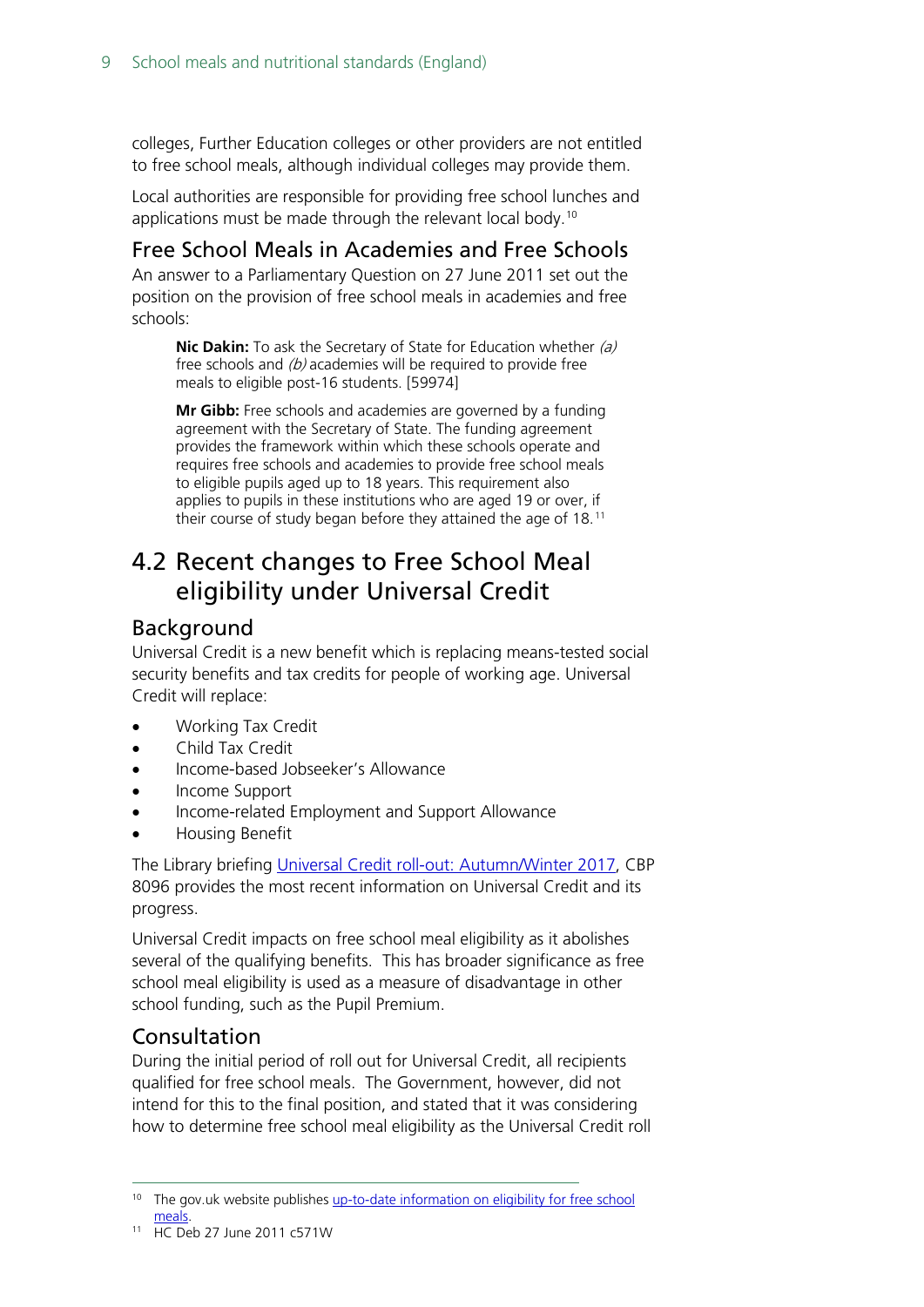colleges, Further Education colleges or other providers are not entitled to free school meals, although individual colleges may provide them.

Local authorities are responsible for providing free school lunches and applications must be made through the relevant local body.[10]

### Free School Meals in Academies and Free Schools

An answer to a Parliamentary Question on 27 June 2011 set out the position on the provision of free school meals in academies and free schools:

> **Nic Dakin:** To ask the Secretary of State for Education whether *(a)* free schools and *(b)* academies will be required to provide free meals to eligible post-16 students. [59974]
>
> **Mr Gibb:** Free schools and academies are governed by a funding agreement with the Secretary of State. The funding agreement provides the framework within which these schools operate and requires free schools and academies to provide free school meals to eligible pupils aged up to 18 years. This requirement also applies to pupils in these institutions who are aged 19 or over, if their course of study began before they attained the age of 18.[11]

## 4.2 Recent changes to Free School Meal eligibility under Universal Credit

### Background

Universal Credit is a new benefit which is replacing means-tested social security benefits and tax credits for people of working age. Universal Credit will replace:

- Working Tax Credit
- Child Tax Credit
- Income-based Jobseeker's Allowance
- Income Support
- Income-related Employment and Support Allowance
- Housing Benefit

The Library briefing Universal Credit roll-out: Autumn/Winter 2017, CBP 8096 provides the most recent information on Universal Credit and its progress.

Universal Credit impacts on free school meal eligibility as it abolishes several of the qualifying benefits. This has broader significance as free school meal eligibility is used as a measure of disadvantage in other school funding, such as the Pupil Premium.

### Consultation

During the initial period of roll out for Universal Credit, all recipients qualified for free school meals. The Government, however, did not intend for this to the final position, and stated that it was considering how to determine free school meal eligibility as the Universal Credit roll

---

[10] The gov.uk website publishes up-to-date information on eligibility for free school meals.

[11] HC Deb 27 June 2011 c571W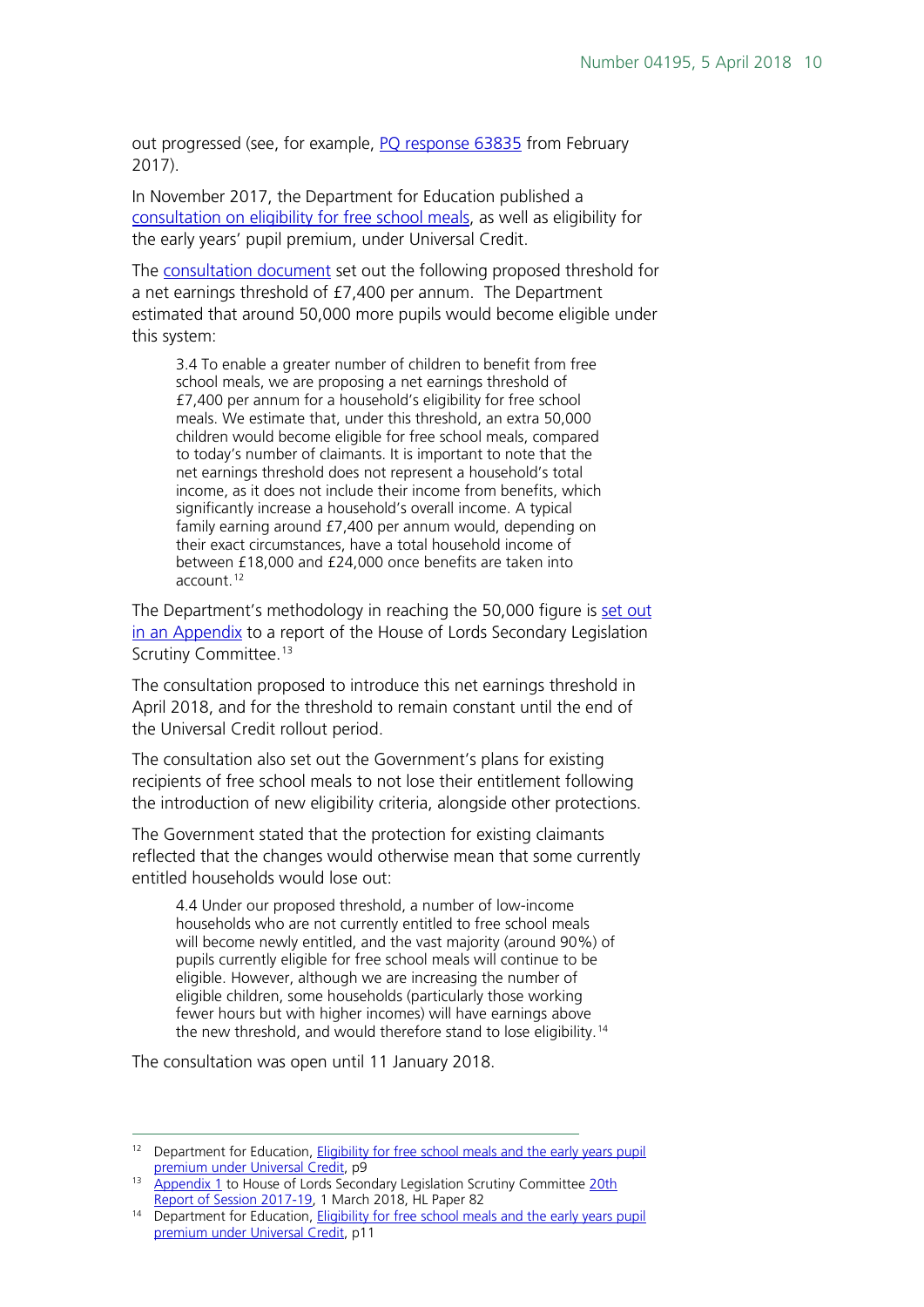out progressed (see, for example, PQ response 63835 from February 2017).

In November 2017, the Department for Education published a consultation on eligibility for free school meals, as well as eligibility for the early years' pupil premium, under Universal Credit.

The consultation document set out the following proposed threshold for a net earnings threshold of £7,400 per annum. The Department estimated that around 50,000 more pupils would become eligible under this system:

> 3.4 To enable a greater number of children to benefit from free school meals, we are proposing a net earnings threshold of £7,400 per annum for a household's eligibility for free school meals. We estimate that, under this threshold, an extra 50,000 children would become eligible for free school meals, compared to today's number of claimants. It is important to note that the net earnings threshold does not represent a household's total income, as it does not include their income from benefits, which significantly increase a household's overall income. A typical family earning around £7,400 per annum would, depending on their exact circumstances, have a total household income of between £18,000 and £24,000 once benefits are taken into account.[12]

The Department's methodology in reaching the 50,000 figure is set out in an Appendix to a report of the House of Lords Secondary Legislation Scrutiny Committee.[13]

The consultation proposed to introduce this net earnings threshold in April 2018, and for the threshold to remain constant until the end of the Universal Credit rollout period.

The consultation also set out the Government's plans for existing recipients of free school meals to not lose their entitlement following the introduction of new eligibility criteria, alongside other protections.

The Government stated that the protection for existing claimants reflected that the changes would otherwise mean that some currently entitled households would lose out:

> 4.4 Under our proposed threshold, a number of low-income households who are not currently entitled to free school meals will become newly entitled, and the vast majority (around 90%) of pupils currently eligible for free school meals will continue to be eligible. However, although we are increasing the number of eligible children, some households (particularly those working fewer hours but with higher incomes) will have earnings above the new threshold, and would therefore stand to lose eligibility.[14]

The consultation was open until 11 January 2018.

---

[12] Department for Education, Eligibility for free school meals and the early years pupil premium under Universal Credit, p9

[13] Appendix 1 to House of Lords Secondary Legislation Scrutiny Committee 20th Report of Session 2017-19, 1 March 2018, HL Paper 82

[14] Department for Education, Eligibility for free school meals and the early years pupil premium under Universal Credit, p11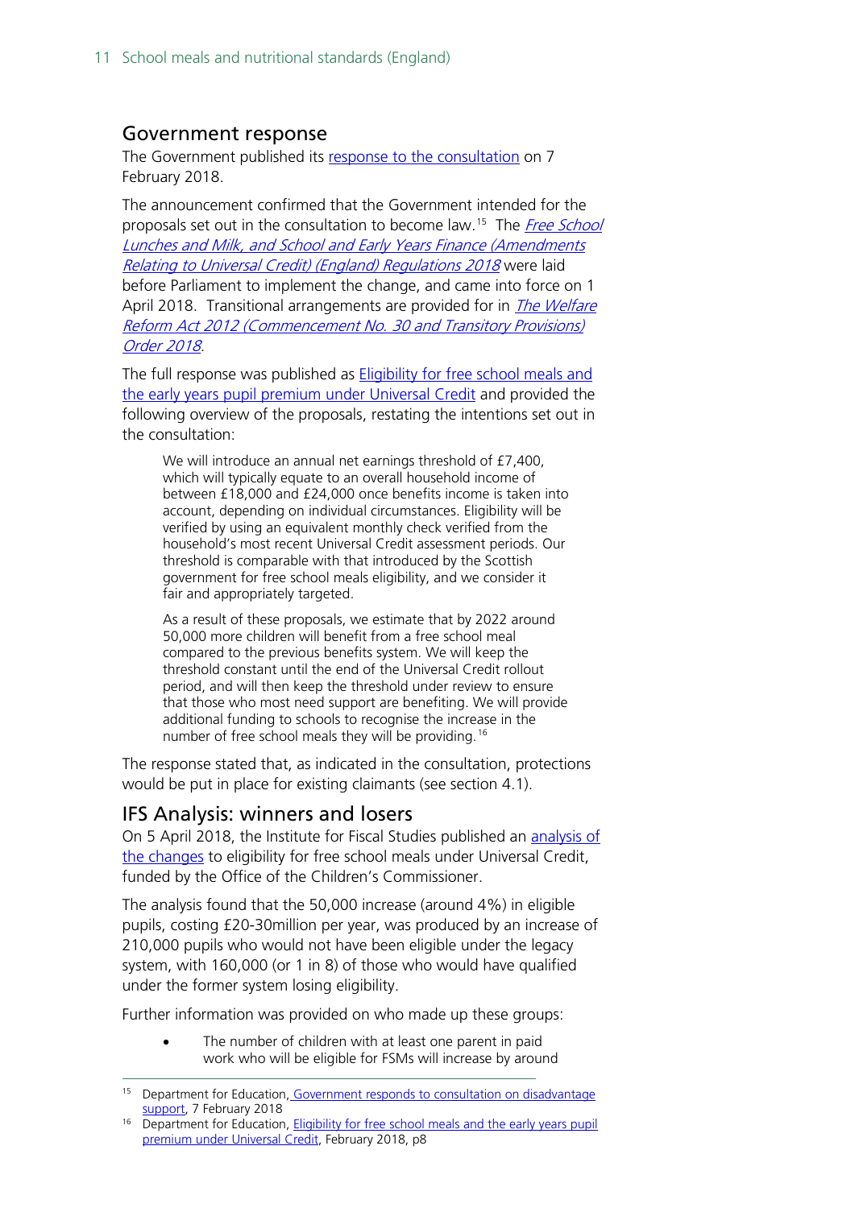## Government response

The Government published its response to the consultation on 7 February 2018.

The announcement confirmed that the Government intended for the proposals set out in the consultation to become law.[15] The *Free School Lunches and Milk, and School and Early Years Finance (Amendments Relating to Universal Credit) (England) Regulations 2018* were laid before Parliament to implement the change, and came into force on 1 April 2018. Transitional arrangements are provided for in *The Welfare Reform Act 2012 (Commencement No. 30 and Transitory Provisions) Order 2018*.

The full response was published as Eligibility for free school meals and the early years pupil premium under Universal Credit and provided the following overview of the proposals, restating the intentions set out in the consultation:

> We will introduce an annual net earnings threshold of £7,400, which will typically equate to an overall household income of between £18,000 and £24,000 once benefits income is taken into account, depending on individual circumstances. Eligibility will be verified by using an equivalent monthly check verified from the household's most recent Universal Credit assessment periods. Our threshold is comparable with that introduced by the Scottish government for free school meals eligibility, and we consider it fair and appropriately targeted.
>
> As a result of these proposals, we estimate that by 2022 around 50,000 more children will benefit from a free school meal compared to the previous benefits system. We will keep the threshold constant until the end of the Universal Credit rollout period, and will then keep the threshold under review to ensure that those who most need support are benefiting. We will provide additional funding to schools to recognise the increase in the number of free school meals they will be providing.[16]

The response stated that, as indicated in the consultation, protections would be put in place for existing claimants (see section 4.1).

## IFS Analysis: winners and losers

On 5 April 2018, the Institute for Fiscal Studies published an analysis of the changes to eligibility for free school meals under Universal Credit, funded by the Office of the Children's Commissioner.

The analysis found that the 50,000 increase (around 4%) in eligible pupils, costing £20-30million per year, was produced by an increase of 210,000 pupils who would not have been eligible under the legacy system, with 160,000 (or 1 in 8) of those who would have qualified under the former system losing eligibility.

Further information was provided on who made up these groups:

- The number of children with at least one parent in paid work who will be eligible for FSMs will increase by around

[15] Department for Education, Government responds to consultation on disadvantage support, 7 February 2018

[16] Department for Education, Eligibility for free school meals and the early years pupil premium under Universal Credit, February 2018, p8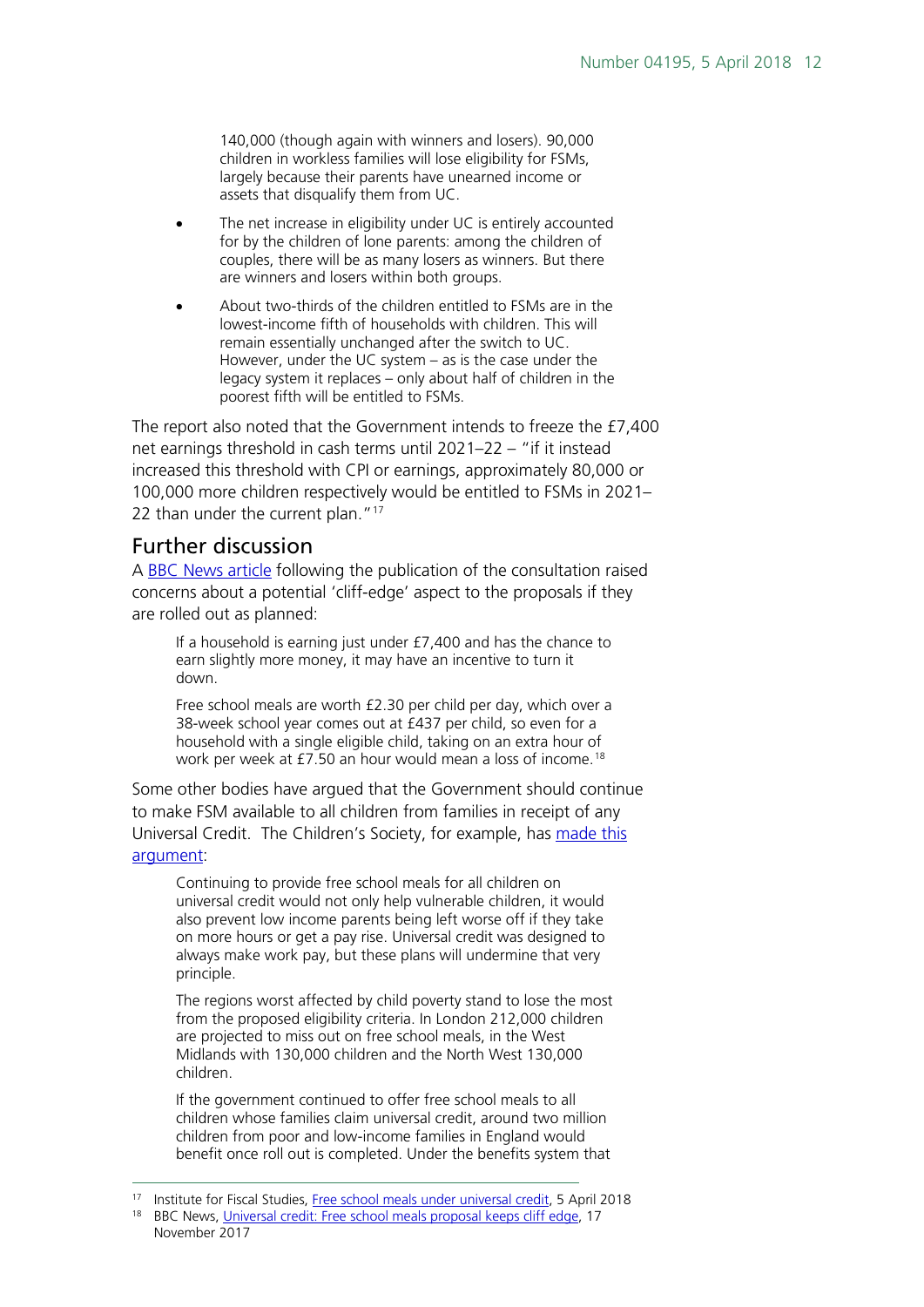140,000 (though again with winners and losers). 90,000 children in workless families will lose eligibility for FSMs, largely because their parents have unearned income or assets that disqualify them from UC.

- The net increase in eligibility under UC is entirely accounted for by the children of lone parents: among the children of couples, there will be as many losers as winners. But there are winners and losers within both groups.
- About two-thirds of the children entitled to FSMs are in the lowest-income fifth of households with children. This will remain essentially unchanged after the switch to UC. However, under the UC system – as is the case under the legacy system it replaces – only about half of children in the poorest fifth will be entitled to FSMs.

The report also noted that the Government intends to freeze the £7,400 net earnings threshold in cash terms until 2021–22 – "if it instead increased this threshold with CPI or earnings, approximately 80,000 or 100,000 more children respectively would be entitled to FSMs in 2021–22 than under the current plan."[17]

## Further discussion

A BBC News article following the publication of the consultation raised concerns about a potential 'cliff-edge' aspect to the proposals if they are rolled out as planned:

> If a household is earning just under £7,400 and has the chance to earn slightly more money, it may have an incentive to turn it down.
>
> Free school meals are worth £2.30 per child per day, which over a 38-week school year comes out at £437 per child, so even for a household with a single eligible child, taking on an extra hour of work per week at £7.50 an hour would mean a loss of income.[18]

Some other bodies have argued that the Government should continue to make FSM available to all children from families in receipt of any Universal Credit. The Children's Society, for example, has made this argument:

> Continuing to provide free school meals for all children on universal credit would not only help vulnerable children, it would also prevent low income parents being left worse off if they take on more hours or get a pay rise. Universal credit was designed to always make work pay, but these plans will undermine that very principle.
>
> The regions worst affected by child poverty stand to lose the most from the proposed eligibility criteria. In London 212,000 children are projected to miss out on free school meals, in the West Midlands with 130,000 children and the North West 130,000 children.
>
> If the government continued to offer free school meals to all children whose families claim universal credit, around two million children from poor and low-income families in England would benefit once roll out is completed. Under the benefits system that

[17] Institute for Fiscal Studies, Free school meals under universal credit, 5 April 2018

[18] BBC News, Universal credit: Free school meals proposal keeps cliff edge, 17 November 2017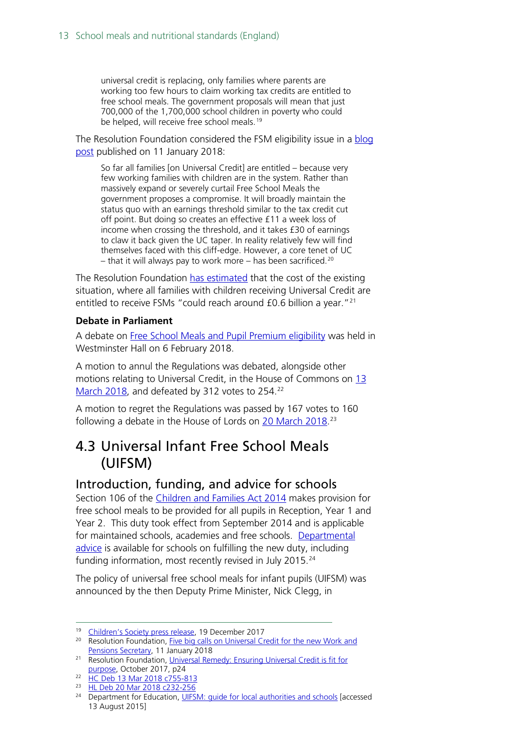> universal credit is replacing, only families where parents are working too few hours to claim working tax credits are entitled to free school meals. The government proposals will mean that just 700,000 of the 1,700,000 school children in poverty who could be helped, will receive free school meals.[19]

The Resolution Foundation considered the FSM eligibility issue in a blog post published on 11 January 2018:

> So far all families [on Universal Credit] are entitled – because very few working families with children are in the system. Rather than massively expand or severely curtail Free School Meals the government proposes a compromise. It will broadly maintain the status quo with an earnings threshold similar to the tax credit cut off point. But doing so creates an effective £11 a week loss of income when crossing the threshold, and it takes £30 of earnings to claw it back given the UC taper. In reality relatively few will find themselves faced with this cliff-edge. However, a core tenet of UC – that it will always pay to work more – has been sacrificed.[20]

The Resolution Foundation has estimated that the cost of the existing situation, where all families with children receiving Universal Credit are entitled to receive FSMs "could reach around £0.6 billion a year."[21]

**Debate in Parliament**

A debate on Free School Meals and Pupil Premium eligibility was held in Westminster Hall on 6 February 2018.

A motion to annul the Regulations was debated, alongside other motions relating to Universal Credit, in the House of Commons on 13 March 2018, and defeated by 312 votes to 254.[22]

A motion to regret the Regulations was passed by 167 votes to 160 following a debate in the House of Lords on 20 March 2018.[23]

## 4.3 Universal Infant Free School Meals (UIFSM)

### Introduction, funding, and advice for schools

Section 106 of the Children and Families Act 2014 makes provision for free school meals to be provided for all pupils in Reception, Year 1 and Year 2. This duty took effect from September 2014 and is applicable for maintained schools, academies and free schools. Departmental advice is available for schools on fulfilling the new duty, including funding information, most recently revised in July 2015.[24]

The policy of universal free school meals for infant pupils (UIFSM) was announced by the then Deputy Prime Minister, Nick Clegg, in

---

[19] Children's Society press release, 19 December 2017

[20] Resolution Foundation, Five big calls on Universal Credit for the new Work and Pensions Secretary, 11 January 2018

[21] Resolution Foundation, Universal Remedy: Ensuring Universal Credit is fit for purpose, October 2017, p24

[22] HC Deb 13 Mar 2018 c755-813

[23] HL Deb 20 Mar 2018 c232-256

[24] Department for Education, UIFSM: guide for local authorities and schools [accessed 13 August 2015]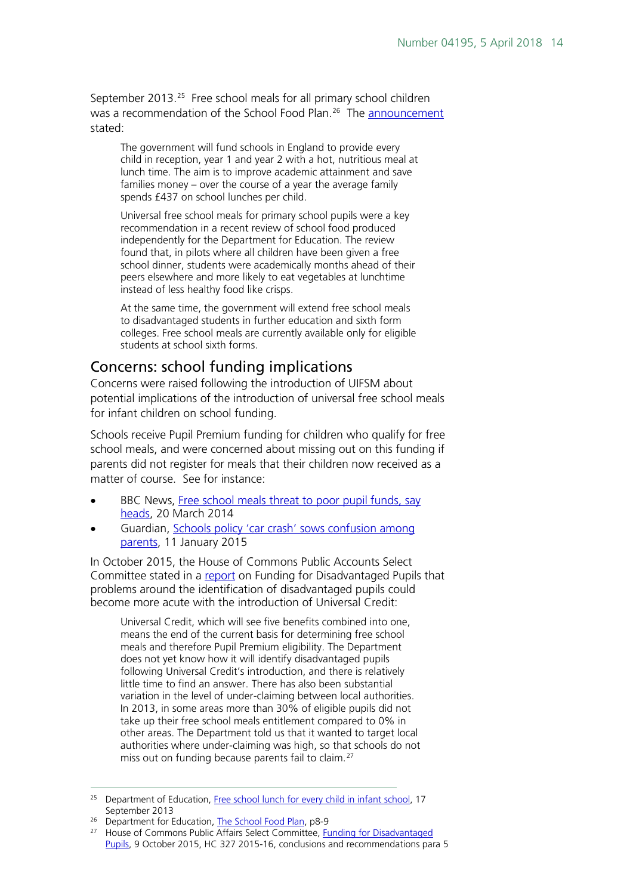September 2013.[25] Free school meals for all primary school children was a recommendation of the School Food Plan.[26] The announcement stated:

> The government will fund schools in England to provide every child in reception, year 1 and year 2 with a hot, nutritious meal at lunch time. The aim is to improve academic attainment and save families money – over the course of a year the average family spends £437 on school lunches per child.
>
> Universal free school meals for primary school pupils were a key recommendation in a recent review of school food produced independently for the Department for Education. The review found that, in pilots where all children have been given a free school dinner, students were academically months ahead of their peers elsewhere and more likely to eat vegetables at lunchtime instead of less healthy food like crisps.
>
> At the same time, the government will extend free school meals to disadvantaged students in further education and sixth form colleges. Free school meals are currently available only for eligible students at school sixth forms.

## Concerns: school funding implications

Concerns were raised following the introduction of UIFSM about potential implications of the introduction of universal free school meals for infant children on school funding.

Schools receive Pupil Premium funding for children who qualify for free school meals, and were concerned about missing out on this funding if parents did not register for meals that their children now received as a matter of course. See for instance:

- BBC News, Free school meals threat to poor pupil funds, say heads, 20 March 2014
- Guardian, Schools policy 'car crash' sows confusion among parents, 11 January 2015

In October 2015, the House of Commons Public Accounts Select Committee stated in a report on Funding for Disadvantaged Pupils that problems around the identification of disadvantaged pupils could become more acute with the introduction of Universal Credit:

> Universal Credit, which will see five benefits combined into one, means the end of the current basis for determining free school meals and therefore Pupil Premium eligibility. The Department does not yet know how it will identify disadvantaged pupils following Universal Credit's introduction, and there is relatively little time to find an answer. There has also been substantial variation in the level of under-claiming between local authorities. In 2013, in some areas more than 30% of eligible pupils did not take up their free school meals entitlement compared to 0% in other areas. The Department told us that it wanted to target local authorities where under-claiming was high, so that schools do not miss out on funding because parents fail to claim.[27]

---

[25] Department of Education, Free school lunch for every child in infant school, 17 September 2013

[26] Department for Education, The School Food Plan, p8-9

[27] House of Commons Public Affairs Select Committee, Funding for Disadvantaged Pupils, 9 October 2015, HC 327 2015-16, conclusions and recommendations para 5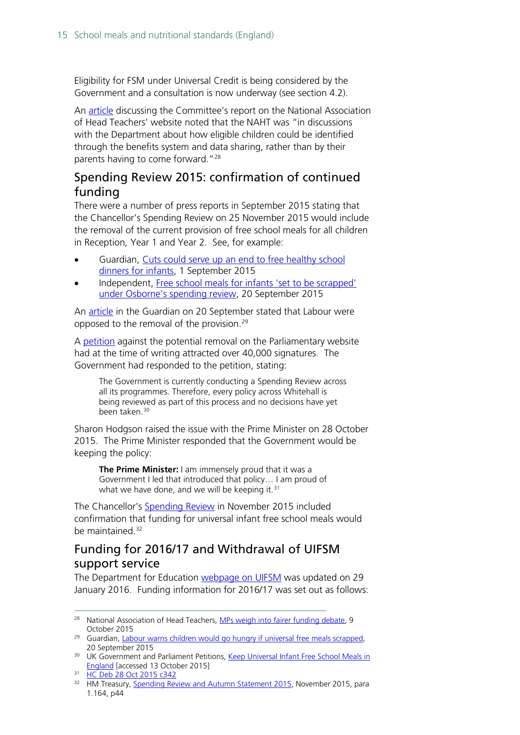Eligibility for FSM under Universal Credit is being considered by the Government and a consultation is now underway (see section 4.2).

An article discussing the Committee's report on the National Association of Head Teachers' website noted that the NAHT was "in discussions with the Department about how eligible children could be identified through the benefits system and data sharing, rather than by their parents having to come forward."[28]

## Spending Review 2015: confirmation of continued funding

There were a number of press reports in September 2015 stating that the Chancellor's Spending Review on 25 November 2015 would include the removal of the current provision of free school meals for all children in Reception, Year 1 and Year 2. See, for example:

- Guardian, Cuts could serve up an end to free healthy school dinners for infants, 1 September 2015
- Independent, Free school meals for infants 'set to be scrapped' under Osborne's spending review, 20 September 2015

An article in the Guardian on 20 September stated that Labour were opposed to the removal of the provision.[29]

A petition against the potential removal on the Parliamentary website had at the time of writing attracted over 40,000 signatures. The Government had responded to the petition, stating:

> The Government is currently conducting a Spending Review across all its programmes. Therefore, every policy across Whitehall is being reviewed as part of this process and no decisions have yet been taken.[30]

Sharon Hodgson raised the issue with the Prime Minister on 28 October 2015. The Prime Minister responded that the Government would be keeping the policy:

> **The Prime Minister:** I am immensely proud that it was a Government I led that introduced that policy… I am proud of what we have done, and we will be keeping it.[31]

The Chancellor's Spending Review in November 2015 included confirmation that funding for universal infant free school meals would be maintained.[32]

## Funding for 2016/17 and Withdrawal of UIFSM support service

The Department for Education webpage on UIFSM was updated on 29 January 2016. Funding information for 2016/17 was set out as follows:

---

28 National Association of Head Teachers, MPs weigh into fairer funding debate, 9 October 2015

29 Guardian, Labour warns children would go hungry if universal free meals scrapped, 20 September 2015

30 UK Government and Parliament Petitions, Keep Universal Infant Free School Meals in England [accessed 13 October 2015]

31 HC Deb 28 Oct 2015 c342

32 HM Treasury, Spending Review and Autumn Statement 2015, November 2015, para 1.164, p44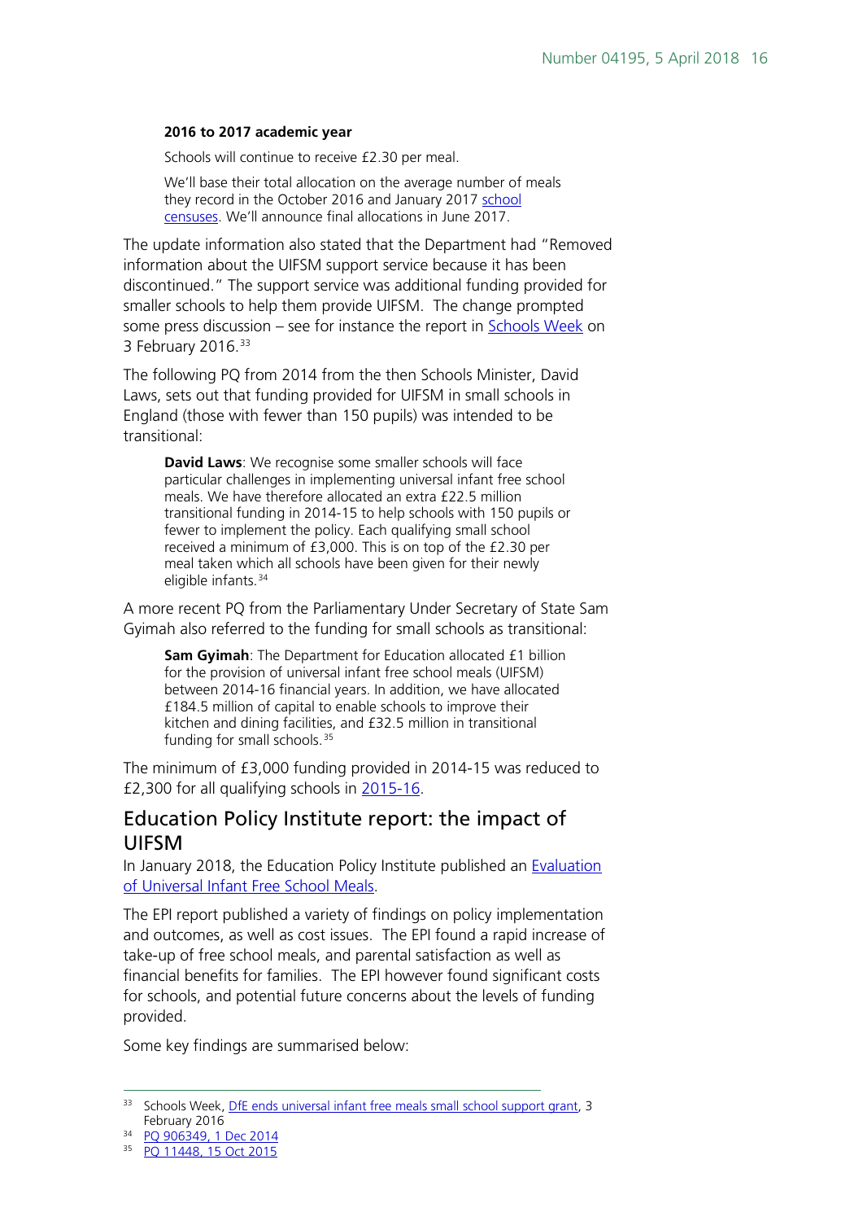**2016 to 2017 academic year**

> Schools will continue to receive £2.30 per meal.
>
> We'll base their total allocation on the average number of meals they record in the October 2016 and January 2017 school censuses. We'll announce final allocations in June 2017.

The update information also stated that the Department had "Removed information about the UIFSM support service because it has been discontinued." The support service was additional funding provided for smaller schools to help them provide UIFSM. The change prompted some press discussion – see for instance the report in Schools Week on 3 February 2016.[33]

The following PQ from 2014 from the then Schools Minister, David Laws, sets out that funding provided for UIFSM in small schools in England (those with fewer than 150 pupils) was intended to be transitional:

> **David Laws**: We recognise some smaller schools will face particular challenges in implementing universal infant free school meals. We have therefore allocated an extra £22.5 million transitional funding in 2014-15 to help schools with 150 pupils or fewer to implement the policy. Each qualifying small school received a minimum of £3,000. This is on top of the £2.30 per meal taken which all schools have been given for their newly eligible infants.[34]

A more recent PQ from the Parliamentary Under Secretary of State Sam Gyimah also referred to the funding for small schools as transitional:

> **Sam Gyimah**: The Department for Education allocated £1 billion for the provision of universal infant free school meals (UIFSM) between 2014-16 financial years. In addition, we have allocated £184.5 million of capital to enable schools to improve their kitchen and dining facilities, and £32.5 million in transitional funding for small schools.[35]

The minimum of £3,000 funding provided in 2014-15 was reduced to £2,300 for all qualifying schools in 2015-16.

## Education Policy Institute report: the impact of UIFSM

In January 2018, the Education Policy Institute published an Evaluation of Universal Infant Free School Meals.

The EPI report published a variety of findings on policy implementation and outcomes, as well as cost issues. The EPI found a rapid increase of take-up of free school meals, and parental satisfaction as well as financial benefits for families. The EPI however found significant costs for schools, and potential future concerns about the levels of funding provided.

Some key findings are summarised below:

---

[33] Schools Week, DfE ends universal infant free meals small school support grant, 3 February 2016

[34] PQ 906349, 1 Dec 2014

[35] PQ 11448, 15 Oct 2015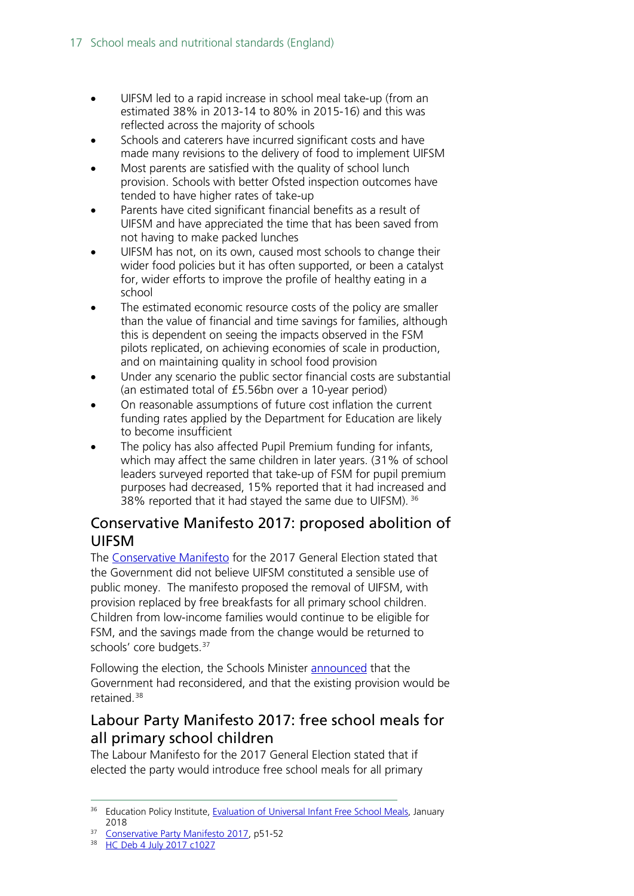- UIFSM led to a rapid increase in school meal take-up (from an estimated 38% in 2013-14 to 80% in 2015-16) and this was reflected across the majority of schools
- Schools and caterers have incurred significant costs and have made many revisions to the delivery of food to implement UIFSM
- Most parents are satisfied with the quality of school lunch provision. Schools with better Ofsted inspection outcomes have tended to have higher rates of take-up
- Parents have cited significant financial benefits as a result of UIFSM and have appreciated the time that has been saved from not having to make packed lunches
- UIFSM has not, on its own, caused most schools to change their wider food policies but it has often supported, or been a catalyst for, wider efforts to improve the profile of healthy eating in a school
- The estimated economic resource costs of the policy are smaller than the value of financial and time savings for families, although this is dependent on seeing the impacts observed in the FSM pilots replicated, on achieving economies of scale in production, and on maintaining quality in school food provision
- Under any scenario the public sector financial costs are substantial (an estimated total of £5.56bn over a 10-year period)
- On reasonable assumptions of future cost inflation the current funding rates applied by the Department for Education are likely to become insufficient
- The policy has also affected Pupil Premium funding for infants, which may affect the same children in later years. (31% of school leaders surveyed reported that take-up of FSM for pupil premium purposes had decreased, 15% reported that it had increased and 38% reported that it had stayed the same due to UIFSM). [36]

## Conservative Manifesto 2017: proposed abolition of UIFSM

The Conservative Manifesto for the 2017 General Election stated that the Government did not believe UIFSM constituted a sensible use of public money. The manifesto proposed the removal of UIFSM, with provision replaced by free breakfasts for all primary school children. Children from low-income families would continue to be eligible for FSM, and the savings made from the change would be returned to schools' core budgets.[37]

Following the election, the Schools Minister announced that the Government had reconsidered, and that the existing provision would be retained.[38]

## Labour Party Manifesto 2017: free school meals for all primary school children

The Labour Manifesto for the 2017 General Election stated that if elected the party would introduce free school meals for all primary

---

[36] Education Policy Institute, Evaluation of Universal Infant Free School Meals, January 2018

[37] Conservative Party Manifesto 2017, p51-52

[38] HC Deb 4 July 2017 c1027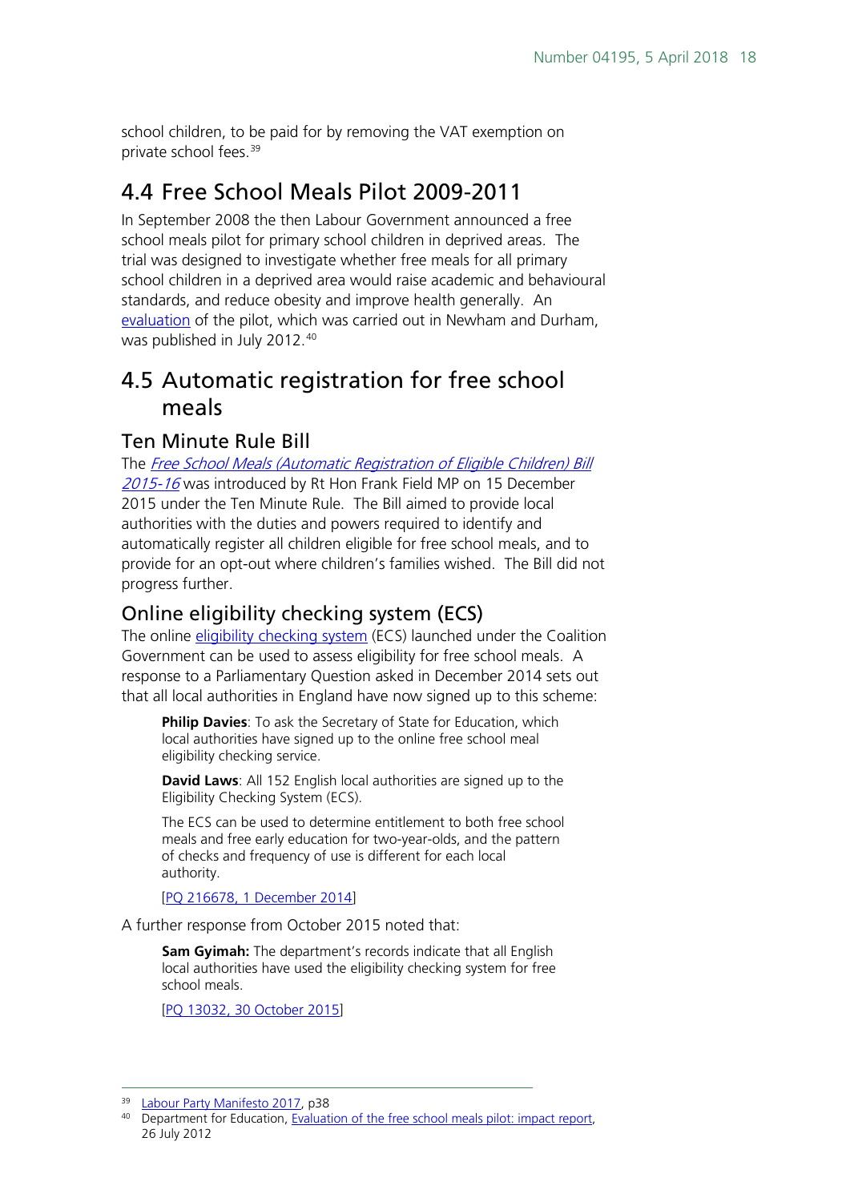school children, to be paid for by removing the VAT exemption on private school fees.[39]

## 4.4 Free School Meals Pilot 2009-2011

In September 2008 the then Labour Government announced a free school meals pilot for primary school children in deprived areas. The trial was designed to investigate whether free meals for all primary school children in a deprived area would raise academic and behavioural standards, and reduce obesity and improve health generally. An evaluation of the pilot, which was carried out in Newham and Durham, was published in July 2012.[40]

## 4.5 Automatic registration for free school meals

### Ten Minute Rule Bill

The *Free School Meals (Automatic Registration of Eligible Children) Bill 2015-16* was introduced by Rt Hon Frank Field MP on 15 December 2015 under the Ten Minute Rule. The Bill aimed to provide local authorities with the duties and powers required to identify and automatically register all children eligible for free school meals, and to provide for an opt-out where children's families wished. The Bill did not progress further.

### Online eligibility checking system (ECS)

The online eligibility checking system (ECS) launched under the Coalition Government can be used to assess eligibility for free school meals. A response to a Parliamentary Question asked in December 2014 sets out that all local authorities in England have now signed up to this scheme:

> **Philip Davies**: To ask the Secretary of State for Education, which local authorities have signed up to the online free school meal eligibility checking service.
>
> **David Laws**: All 152 English local authorities are signed up to the Eligibility Checking System (ECS).
>
> The ECS can be used to determine entitlement to both free school meals and free early education for two-year-olds, and the pattern of checks and frequency of use is different for each local authority.
>
> [PQ 216678, 1 December 2014]

A further response from October 2015 noted that:

> **Sam Gyimah:** The department's records indicate that all English local authorities have used the eligibility checking system for free school meals.
>
> [PQ 13032, 30 October 2015]

---

[39] Labour Party Manifesto 2017, p38

[40] Department for Education, Evaluation of the free school meals pilot: impact report, 26 July 2012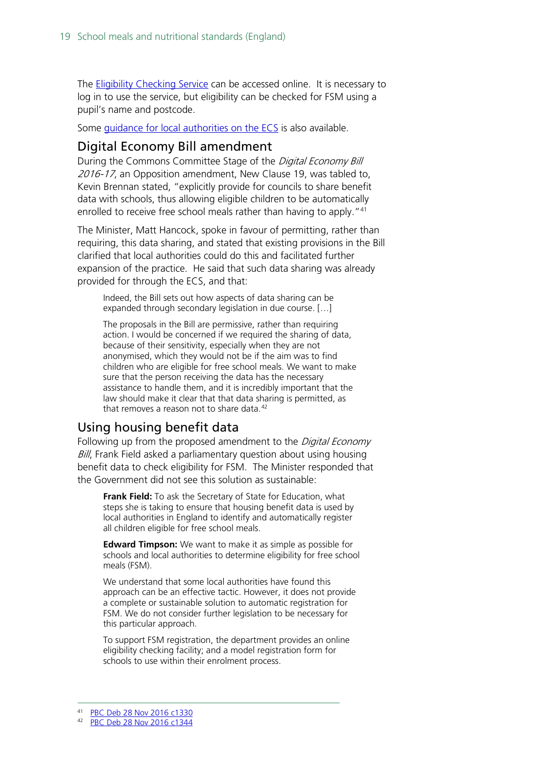The [Eligibility Checking Service](#) can be accessed online. It is necessary to log in to use the service, but eligibility can be checked for FSM using a pupil's name and postcode.

Some [guidance for local authorities on the ECS](#) is also available.

## Digital Economy Bill amendment

During the Commons Committee Stage of the *Digital Economy Bill 2016-17*, an Opposition amendment, New Clause 19, was tabled to, Kevin Brennan stated, "explicitly provide for councils to share benefit data with schools, thus allowing eligible children to be automatically enrolled to receive free school meals rather than having to apply."[41]

The Minister, Matt Hancock, spoke in favour of permitting, rather than requiring, this data sharing, and stated that existing provisions in the Bill clarified that local authorities could do this and facilitated further expansion of the practice. He said that such data sharing was already provided for through the ECS, and that:

> Indeed, the Bill sets out how aspects of data sharing can be expanded through secondary legislation in due course. […]
>
> The proposals in the Bill are permissive, rather than requiring action. I would be concerned if we required the sharing of data, because of their sensitivity, especially when they are not anonymised, which they would not be if the aim was to find children who are eligible for free school meals. We want to make sure that the person receiving the data has the necessary assistance to handle them, and it is incredibly important that the law should make it clear that that data sharing is permitted, as that removes a reason not to share data.[42]

## Using housing benefit data

Following up from the proposed amendment to the *Digital Economy Bill*, Frank Field asked a parliamentary question about using housing benefit data to check eligibility for FSM. The Minister responded that the Government did not see this solution as sustainable:

> **Frank Field:** To ask the Secretary of State for Education, what steps she is taking to ensure that housing benefit data is used by local authorities in England to identify and automatically register all children eligible for free school meals.
>
> **Edward Timpson:** We want to make it as simple as possible for schools and local authorities to determine eligibility for free school meals (FSM).
>
> We understand that some local authorities have found this approach can be an effective tactic. However, it does not provide a complete or sustainable solution to automatic registration for FSM. We do not consider further legislation to be necessary for this particular approach.
>
> To support FSM registration, the department provides an online eligibility checking facility; and a model registration form for schools to use within their enrolment process.

---

41 [PBC Deb 28 Nov 2016 c1330](#)

42 [PBC Deb 28 Nov 2016 c1344](#)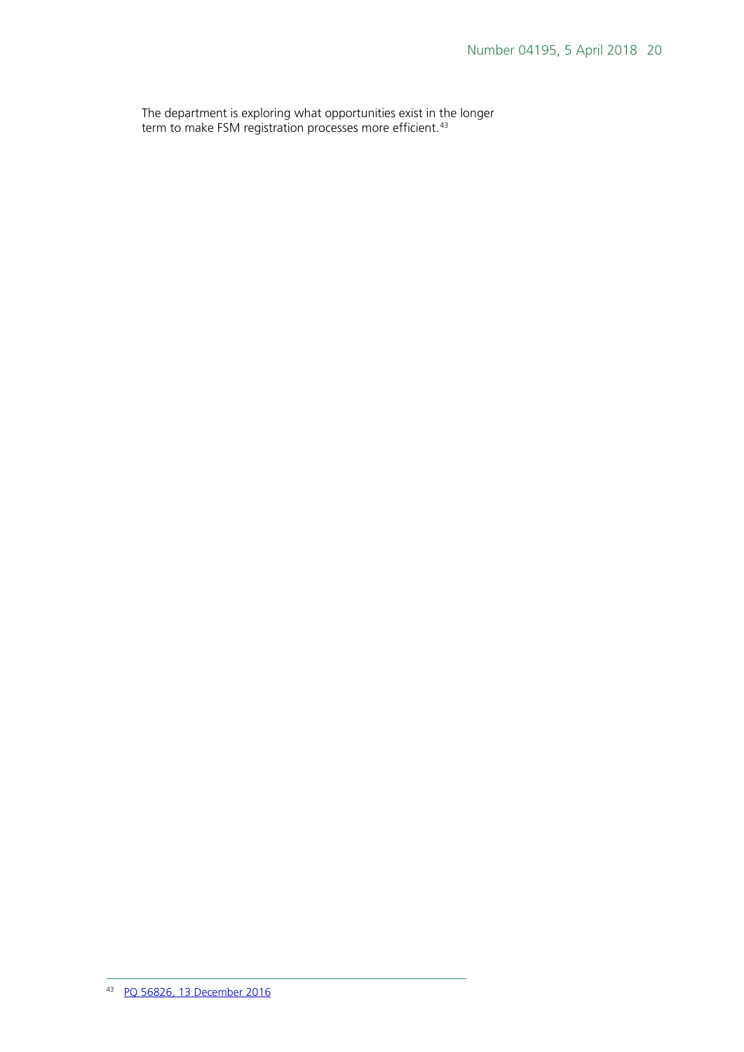The department is exploring what opportunities exist in the longer term to make FSM registration processes more efficient.[43]

[43] PQ 56826, 13 December 2016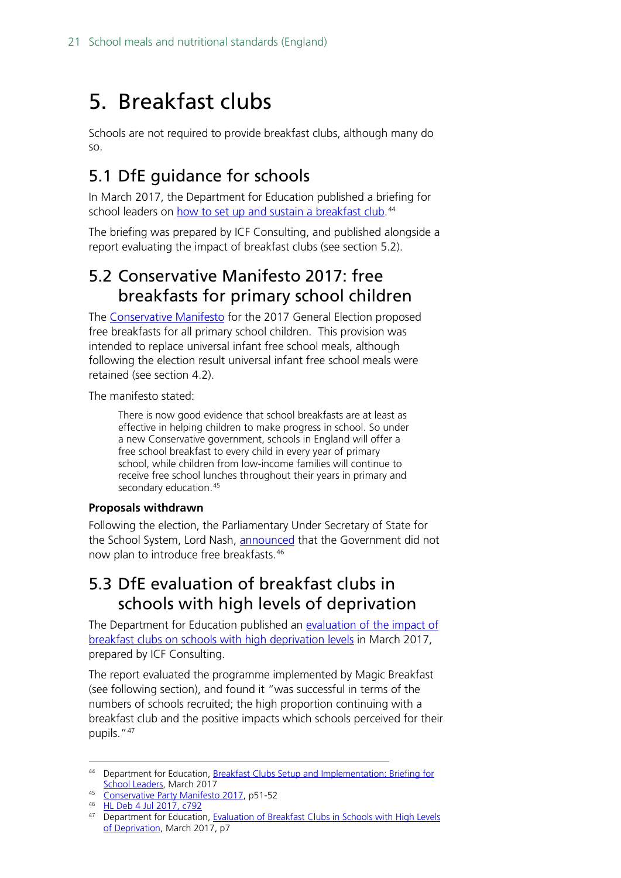# 5. Breakfast clubs

Schools are not required to provide breakfast clubs, although many do so.

## 5.1 DfE guidance for schools

In March 2017, the Department for Education published a briefing for school leaders on how to set up and sustain a breakfast club.[44]

The briefing was prepared by ICF Consulting, and published alongside a report evaluating the impact of breakfast clubs (see section 5.2).

## 5.2 Conservative Manifesto 2017: free breakfasts for primary school children

The Conservative Manifesto for the 2017 General Election proposed free breakfasts for all primary school children. This provision was intended to replace universal infant free school meals, although following the election result universal infant free school meals were retained (see section 4.2).

The manifesto stated:

> There is now good evidence that school breakfasts are at least as effective in helping children to make progress in school. So under a new Conservative government, schools in England will offer a free school breakfast to every child in every year of primary school, while children from low-income families will continue to receive free school lunches throughout their years in primary and secondary education.[45]

**Proposals withdrawn**

Following the election, the Parliamentary Under Secretary of State for the School System, Lord Nash, announced that the Government did not now plan to introduce free breakfasts.[46]

## 5.3 DfE evaluation of breakfast clubs in schools with high levels of deprivation

The Department for Education published an evaluation of the impact of breakfast clubs on schools with high deprivation levels in March 2017, prepared by ICF Consulting.

The report evaluated the programme implemented by Magic Breakfast (see following section), and found it "was successful in terms of the numbers of schools recruited; the high proportion continuing with a breakfast club and the positive impacts which schools perceived for their pupils."[47]

---

[44] Department for Education, Breakfast Clubs Setup and Implementation: Briefing for School Leaders, March 2017

[45] Conservative Party Manifesto 2017, p51-52

[46] HL Deb 4 Jul 2017, c792

[47] Department for Education, Evaluation of Breakfast Clubs in Schools with High Levels of Deprivation, March 2017, p7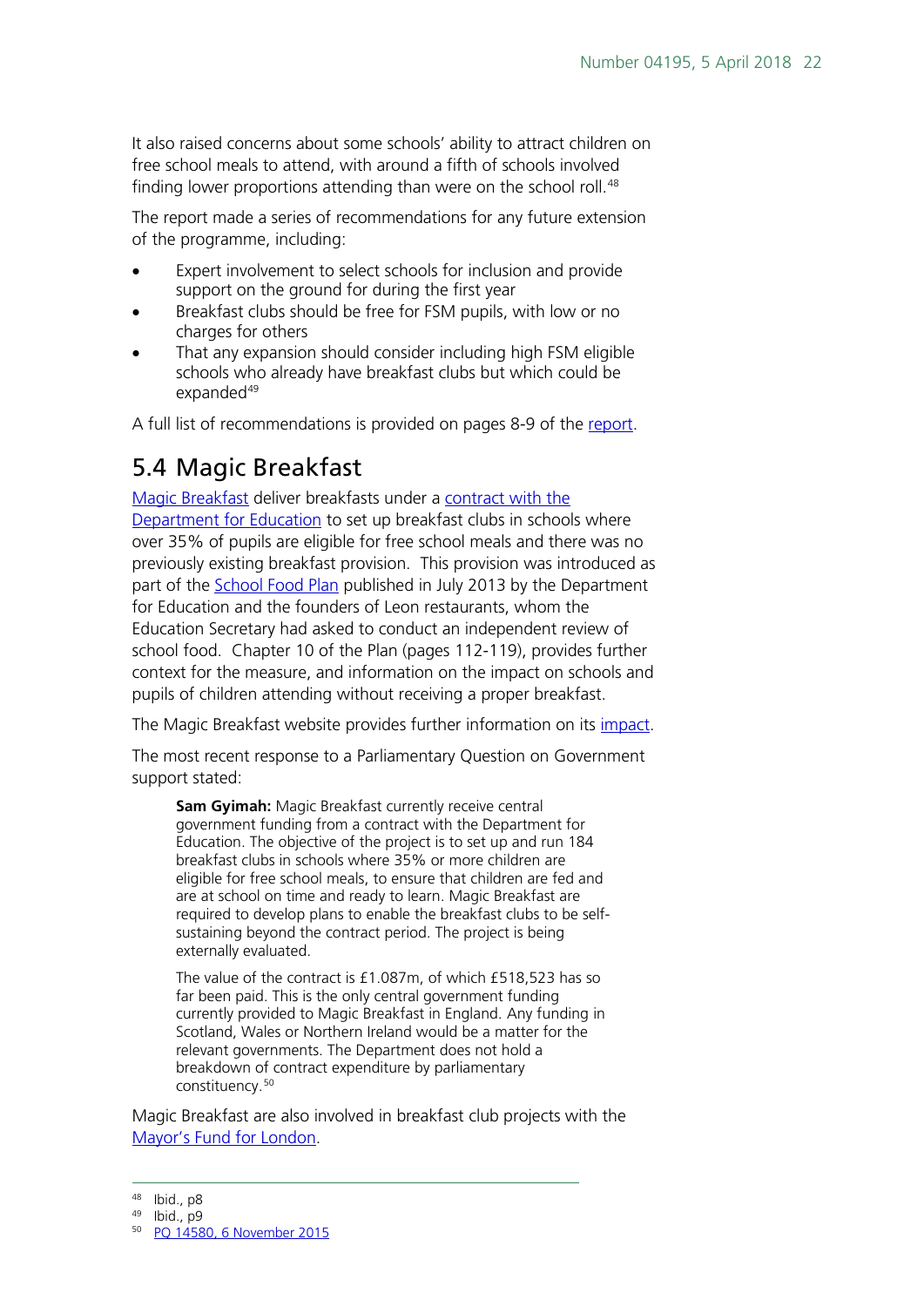It also raised concerns about some schools' ability to attract children on free school meals to attend, with around a fifth of schools involved finding lower proportions attending than were on the school roll.[48]

The report made a series of recommendations for any future extension of the programme, including:

- Expert involvement to select schools for inclusion and provide support on the ground for during the first year
- Breakfast clubs should be free for FSM pupils, with low or no charges for others
- That any expansion should consider including high FSM eligible schools who already have breakfast clubs but which could be expanded[49]

A full list of recommendations is provided on pages 8-9 of the report.

## 5.4 Magic Breakfast

Magic Breakfast deliver breakfasts under a contract with the Department for Education to set up breakfast clubs in schools where over 35% of pupils are eligible for free school meals and there was no previously existing breakfast provision. This provision was introduced as part of the School Food Plan published in July 2013 by the Department for Education and the founders of Leon restaurants, whom the Education Secretary had asked to conduct an independent review of school food. Chapter 10 of the Plan (pages 112-119), provides further context for the measure, and information on the impact on schools and pupils of children attending without receiving a proper breakfast.

The Magic Breakfast website provides further information on its impact.

The most recent response to a Parliamentary Question on Government support stated:

> **Sam Gyimah:** Magic Breakfast currently receive central government funding from a contract with the Department for Education. The objective of the project is to set up and run 184 breakfast clubs in schools where 35% or more children are eligible for free school meals, to ensure that children are fed and are at school on time and ready to learn. Magic Breakfast are required to develop plans to enable the breakfast clubs to be self-sustaining beyond the contract period. The project is being externally evaluated.
>
> The value of the contract is £1.087m, of which £518,523 has so far been paid. This is the only central government funding currently provided to Magic Breakfast in England. Any funding in Scotland, Wales or Northern Ireland would be a matter for the relevant governments. The Department does not hold a breakdown of contract expenditure by parliamentary constituency.[50]

Magic Breakfast are also involved in breakfast club projects with the Mayor's Fund for London.

---

[48] Ibid., p8

[49] Ibid., p9

[50] PQ 14580, 6 November 2015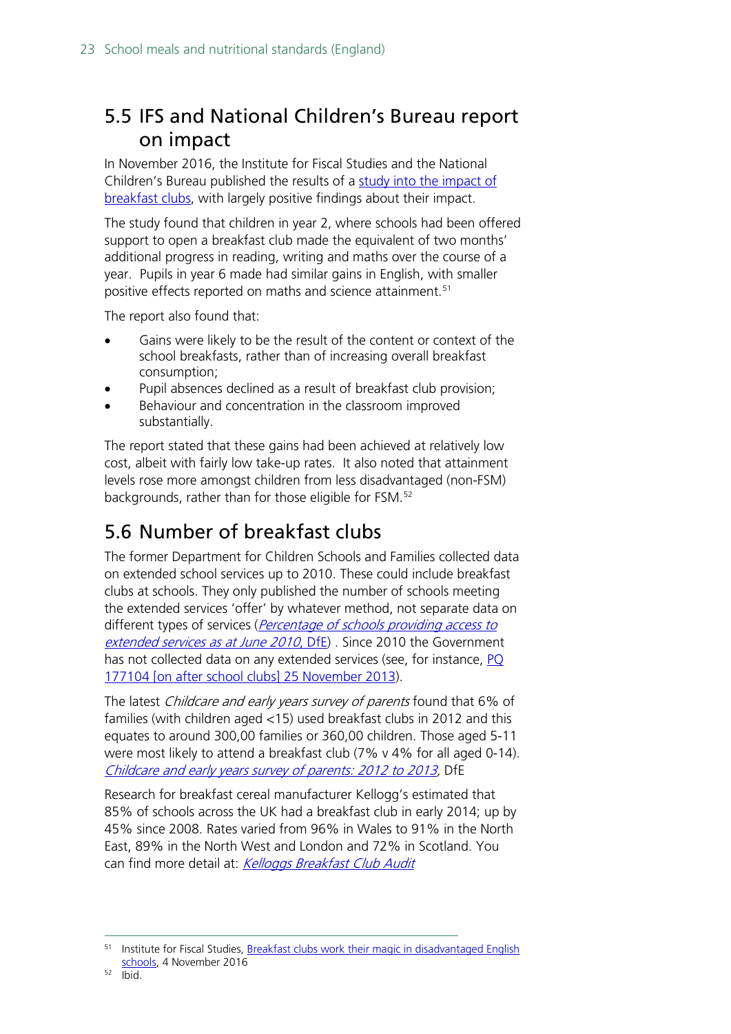## 5.5 IFS and National Children's Bureau report on impact

In November 2016, the Institute for Fiscal Studies and the National Children's Bureau published the results of a study into the impact of breakfast clubs, with largely positive findings about their impact.

The study found that children in year 2, where schools had been offered support to open a breakfast club made the equivalent of two months' additional progress in reading, writing and maths over the course of a year. Pupils in year 6 made had similar gains in English, with smaller positive effects reported on maths and science attainment.[51]

The report also found that:

- Gains were likely to be the result of the content or context of the school breakfasts, rather than of increasing overall breakfast consumption;
- Pupil absences declined as a result of breakfast club provision;
- Behaviour and concentration in the classroom improved substantially.

The report stated that these gains had been achieved at relatively low cost, albeit with fairly low take-up rates. It also noted that attainment levels rose more amongst children from less disadvantaged (non-FSM) backgrounds, rather than for those eligible for FSM.[52]

## 5.6 Number of breakfast clubs

The former Department for Children Schools and Families collected data on extended school services up to 2010. These could include breakfast clubs at schools. They only published the number of schools meeting the extended services 'offer' by whatever method, not separate data on different types of services (*Percentage of schools providing access to extended services as at June 2010*, DfE) . Since 2010 the Government has not collected data on any extended services (see, for instance, PQ 177104 [on after school clubs] 25 November 2013).

The latest *Childcare and early years survey of parents* found that 6% of families (with children aged <15) used breakfast clubs in 2012 and this equates to around 300,00 families or 360,00 children. Those aged 5-11 were most likely to attend a breakfast club (7% v 4% for all aged 0-14). *Childcare and early years survey of parents: 2012 to 2013*, DfE

Research for breakfast cereal manufacturer Kellogg's estimated that 85% of schools across the UK had a breakfast club in early 2014; up by 45% since 2008. Rates varied from 96% in Wales to 91% in the North East, 89% in the North West and London and 72% in Scotland. You can find more detail at: *Kelloggs Breakfast Club Audit*

---

[51] Institute for Fiscal Studies, Breakfast clubs work their magic in disadvantaged English schools, 4 November 2016

[52] Ibid.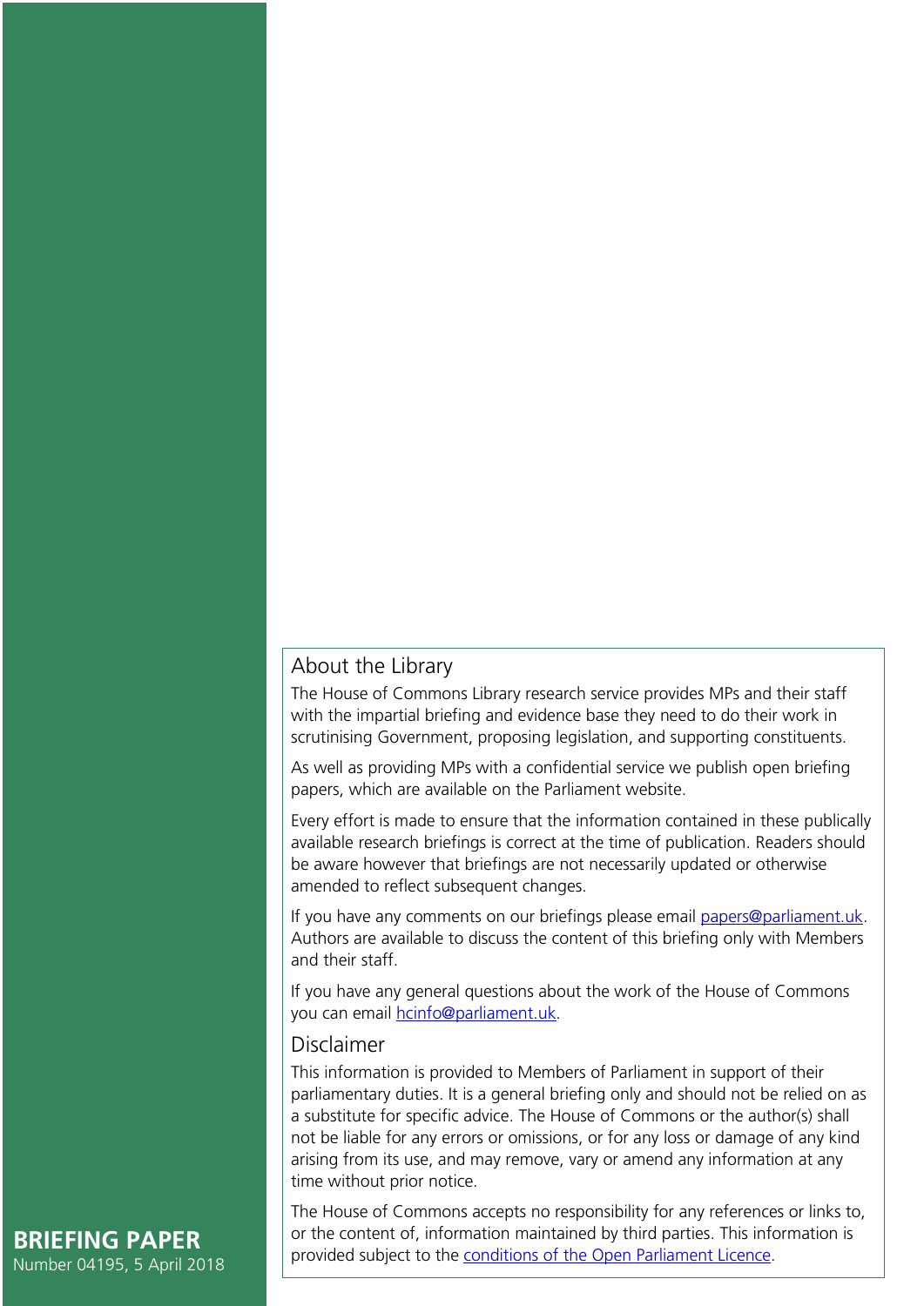## About the Library

The House of Commons Library research service provides MPs and their staff with the impartial briefing and evidence base they need to do their work in scrutinising Government, proposing legislation, and supporting constituents.

As well as providing MPs with a confidential service we publish open briefing papers, which are available on the Parliament website.

Every effort is made to ensure that the information contained in these publically available research briefings is correct at the time of publication. Readers should be aware however that briefings are not necessarily updated or otherwise amended to reflect subsequent changes.

If you have any comments on our briefings please email papers@parliament.uk. Authors are available to discuss the content of this briefing only with Members and their staff.

If you have any general questions about the work of the House of Commons you can email hcinfo@parliament.uk.

## Disclaimer

This information is provided to Members of Parliament in support of their parliamentary duties. It is a general briefing only and should not be relied on as a substitute for specific advice. The House of Commons or the author(s) shall not be liable for any errors or omissions, or for any loss or damage of any kind arising from its use, and may remove, vary or amend any information at any time without prior notice.

The House of Commons accepts no responsibility for any references or links to, or the content of, information maintained by third parties. This information is provided subject to the conditions of the Open Parliament Licence.

**BRIEFING PAPER**
Number 04195, 5 April 2018